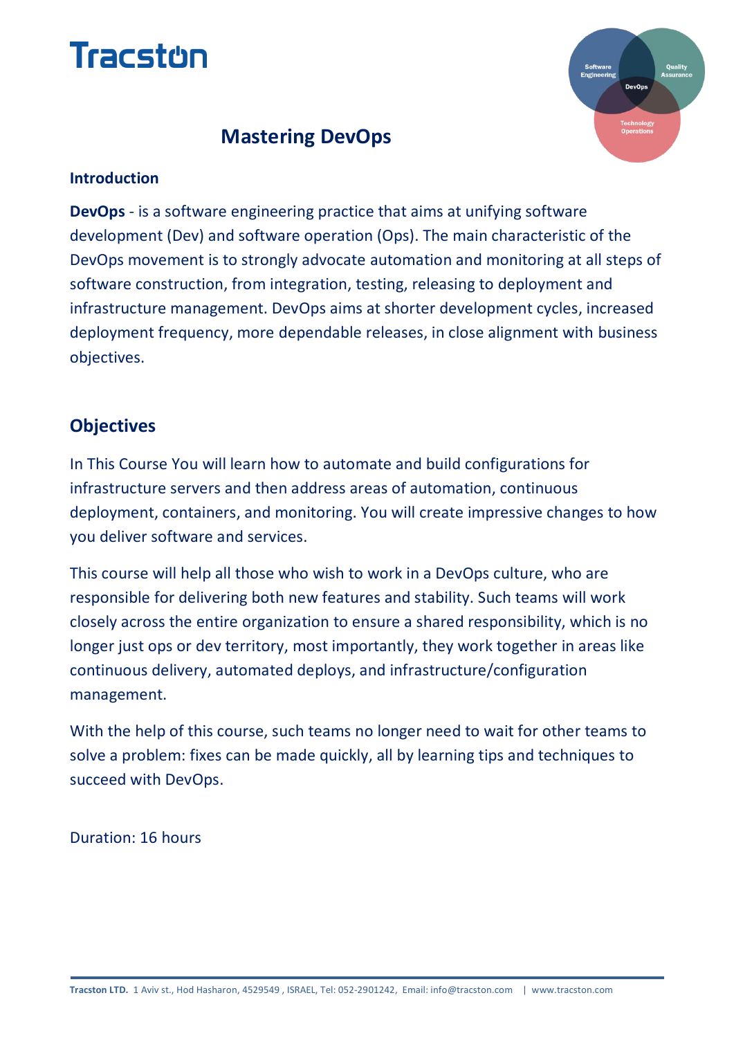Tracston

# Mastering DevOps

### Introduction

**DevOps** - is a software engineering practice that aims at unifying software development (Dev) and software operation (Ops). The main characteristic of the DevOps movement is to strongly advocate automation and monitoring at all steps of software construction, from integration, testing, releasing to deployment and infrastructure management. DevOps aims at shorter development cycles, increased deployment frequency, more dependable releases, in close alignment with business objectives.

## Objectives

In This Course You will learn how to automate and build configurations for infrastructure servers and then address areas of automation, continuous deployment, containers, and monitoring. You will create impressive changes to how you deliver software and services.

This course will help all those who wish to work in a DevOps culture, who are responsible for delivering both new features and stability. Such teams will work closely across the entire organization to ensure a shared responsibility, which is no longer just ops or dev territory, most importantly, they work together in areas like continuous delivery, automated deploys, and infrastructure/configuration management.

With the help of this course, such teams no longer need to wait for other teams to solve a problem: fixes can be made quickly, all by learning tips and techniques to succeed with DevOps.

Duration: 16 hours

**Tracston LTD.** 1 Aviv st., Hod Hasharon, 4529549 , ISRAEL, Tel: 052-2901242, Email: info@tracston.com | www.tracston.com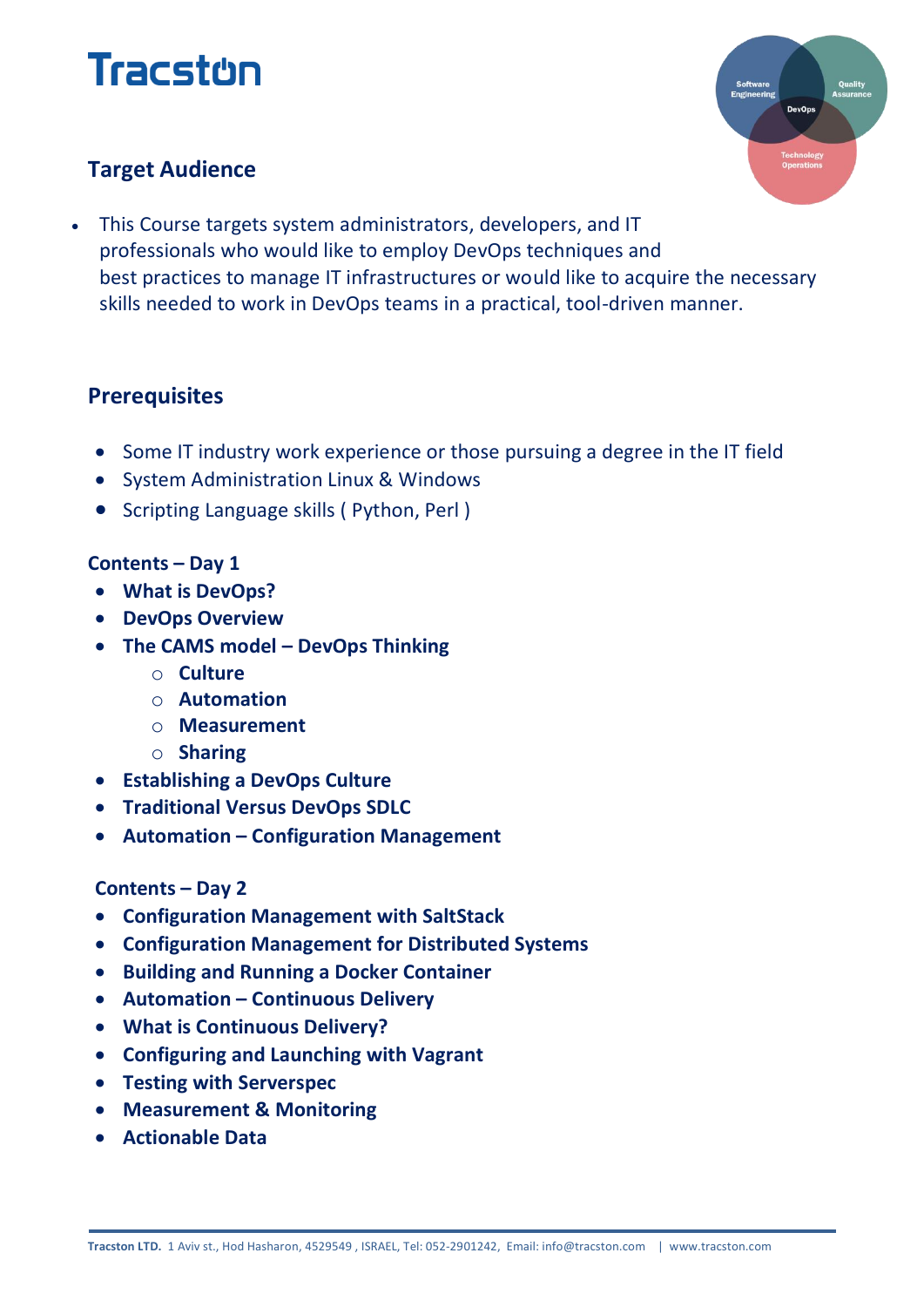# Tracston

Software Engineering
Quality Assurance
DevOps
Technology Operations

## Target Audience

- This Course targets system administrators, developers, and IT professionals who would like to employ DevOps techniques and best practices to manage IT infrastructures or would like to acquire the necessary skills needed to work in DevOps teams in a practical, tool-driven manner.

## Prerequisites

- Some IT industry work experience or those pursuing a degree in the IT field
- System Administration Linux & Windows
- Scripting Language skills ( Python, Perl )

### Contents – Day 1

- **What is DevOps?**
- **DevOps Overview**
- **The CAMS model – DevOps Thinking**
  - **Culture**
  - **Automation**
  - **Measurement**
  - **Sharing**
- **Establishing a DevOps Culture**
- **Traditional Versus DevOps SDLC**
- **Automation – Configuration Management**

### Contents – Day 2

- **Configuration Management with SaltStack**
- **Configuration Management for Distributed Systems**
- **Building and Running a Docker Container**
- **Automation – Continuous Delivery**
- **What is Continuous Delivery?**
- **Configuring and Launching with Vagrant**
- **Testing with Serverspec**
- **Measurement & Monitoring**
- **Actionable Data**

**Tracston LTD.** 1 Aviv st., Hod Hasharon, 4529549 , ISRAEL, Tel: 052-2901242, Email: info@tracston.com | www.tracston.com